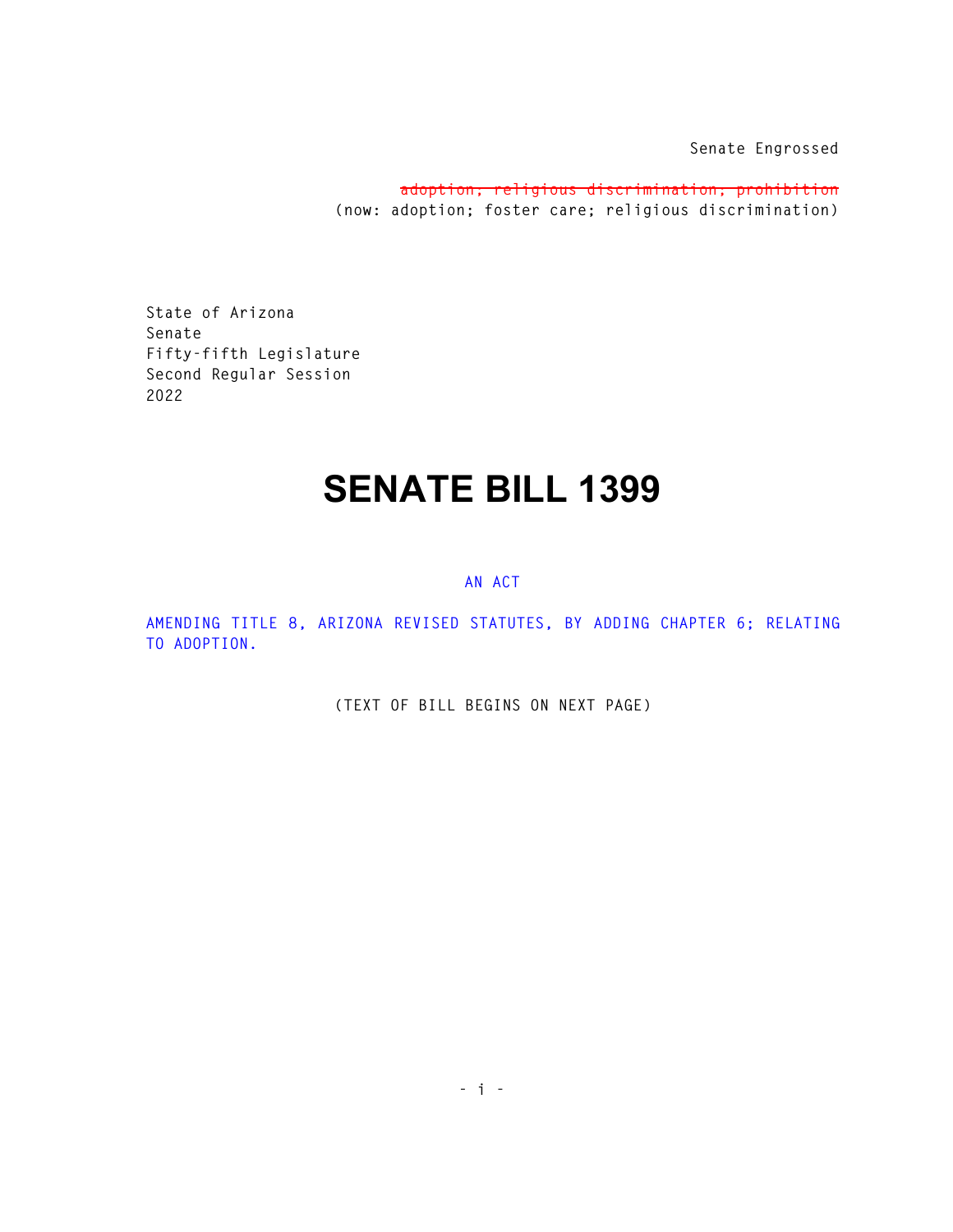Senate Engrossed

~~adoption; religious discrimination; prohibition~~
(now: adoption; foster care; religious discrimination)

State of Arizona
Senate
Fifty-fifth Legislature
Second Regular Session
2022

# SENATE BILL 1399

AN ACT

AMENDING TITLE 8, ARIZONA REVISED STATUTES, BY ADDING CHAPTER 6; RELATING TO ADOPTION.

(TEXT OF BILL BEGINS ON NEXT PAGE)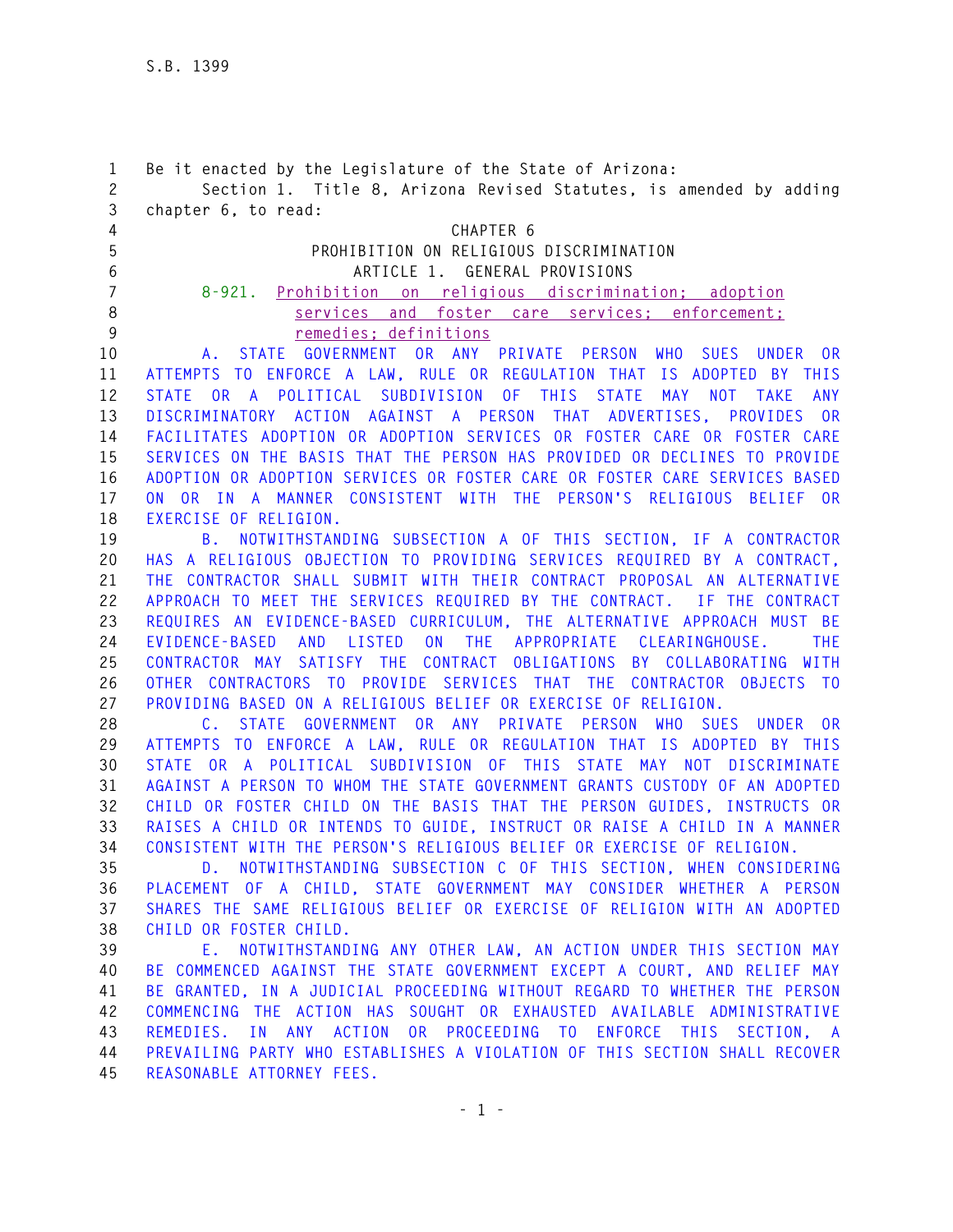Be it enacted by the Legislature of the State of Arizona:

Section 1. Title 8, Arizona Revised Statutes, is amended by adding chapter 6, to read:

CHAPTER 6

PROHIBITION ON RELIGIOUS DISCRIMINATION

ARTICLE 1. GENERAL PROVISIONS

8-921. Prohibition on religious discrimination; adoption services and foster care services; enforcement; remedies; definitions

A. STATE GOVERNMENT OR ANY PRIVATE PERSON WHO SUES UNDER OR ATTEMPTS TO ENFORCE A LAW, RULE OR REGULATION THAT IS ADOPTED BY THIS STATE OR A POLITICAL SUBDIVISION OF THIS STATE MAY NOT TAKE ANY DISCRIMINATORY ACTION AGAINST A PERSON THAT ADVERTISES, PROVIDES OR FACILITATES ADOPTION OR ADOPTION SERVICES OR FOSTER CARE OR FOSTER CARE SERVICES ON THE BASIS THAT THE PERSON HAS PROVIDED OR DECLINES TO PROVIDE ADOPTION OR ADOPTION SERVICES OR FOSTER CARE OR FOSTER CARE SERVICES BASED ON OR IN A MANNER CONSISTENT WITH THE PERSON'S RELIGIOUS BELIEF OR EXERCISE OF RELIGION.

B. NOTWITHSTANDING SUBSECTION A OF THIS SECTION, IF A CONTRACTOR HAS A RELIGIOUS OBJECTION TO PROVIDING SERVICES REQUIRED BY A CONTRACT, THE CONTRACTOR SHALL SUBMIT WITH THEIR CONTRACT PROPOSAL AN ALTERNATIVE APPROACH TO MEET THE SERVICES REQUIRED BY THE CONTRACT. IF THE CONTRACT REQUIRES AN EVIDENCE-BASED CURRICULUM, THE ALTERNATIVE APPROACH MUST BE EVIDENCE-BASED AND LISTED ON THE APPROPRIATE CLEARINGHOUSE. THE CONTRACTOR MAY SATISFY THE CONTRACT OBLIGATIONS BY COLLABORATING WITH OTHER CONTRACTORS TO PROVIDE SERVICES THAT THE CONTRACTOR OBJECTS TO PROVIDING BASED ON A RELIGIOUS BELIEF OR EXERCISE OF RELIGION.

C. STATE GOVERNMENT OR ANY PRIVATE PERSON WHO SUES UNDER OR ATTEMPTS TO ENFORCE A LAW, RULE OR REGULATION THAT IS ADOPTED BY THIS STATE OR A POLITICAL SUBDIVISION OF THIS STATE MAY NOT DISCRIMINATE AGAINST A PERSON TO WHOM THE STATE GOVERNMENT GRANTS CUSTODY OF AN ADOPTED CHILD OR FOSTER CHILD ON THE BASIS THAT THE PERSON GUIDES, INSTRUCTS OR RAISES A CHILD OR INTENDS TO GUIDE, INSTRUCT OR RAISE A CHILD IN A MANNER CONSISTENT WITH THE PERSON'S RELIGIOUS BELIEF OR EXERCISE OF RELIGION.

D. NOTWITHSTANDING SUBSECTION C OF THIS SECTION, WHEN CONSIDERING PLACEMENT OF A CHILD, STATE GOVERNMENT MAY CONSIDER WHETHER A PERSON SHARES THE SAME RELIGIOUS BELIEF OR EXERCISE OF RELIGION WITH AN ADOPTED CHILD OR FOSTER CHILD.

E. NOTWITHSTANDING ANY OTHER LAW, AN ACTION UNDER THIS SECTION MAY BE COMMENCED AGAINST THE STATE GOVERNMENT EXCEPT A COURT, AND RELIEF MAY BE GRANTED, IN A JUDICIAL PROCEEDING WITHOUT REGARD TO WHETHER THE PERSON COMMENCING THE ACTION HAS SOUGHT OR EXHAUSTED AVAILABLE ADMINISTRATIVE REMEDIES. IN ANY ACTION OR PROCEEDING TO ENFORCE THIS SECTION, A PREVAILING PARTY WHO ESTABLISHES A VIOLATION OF THIS SECTION SHALL RECOVER REASONABLE ATTORNEY FEES.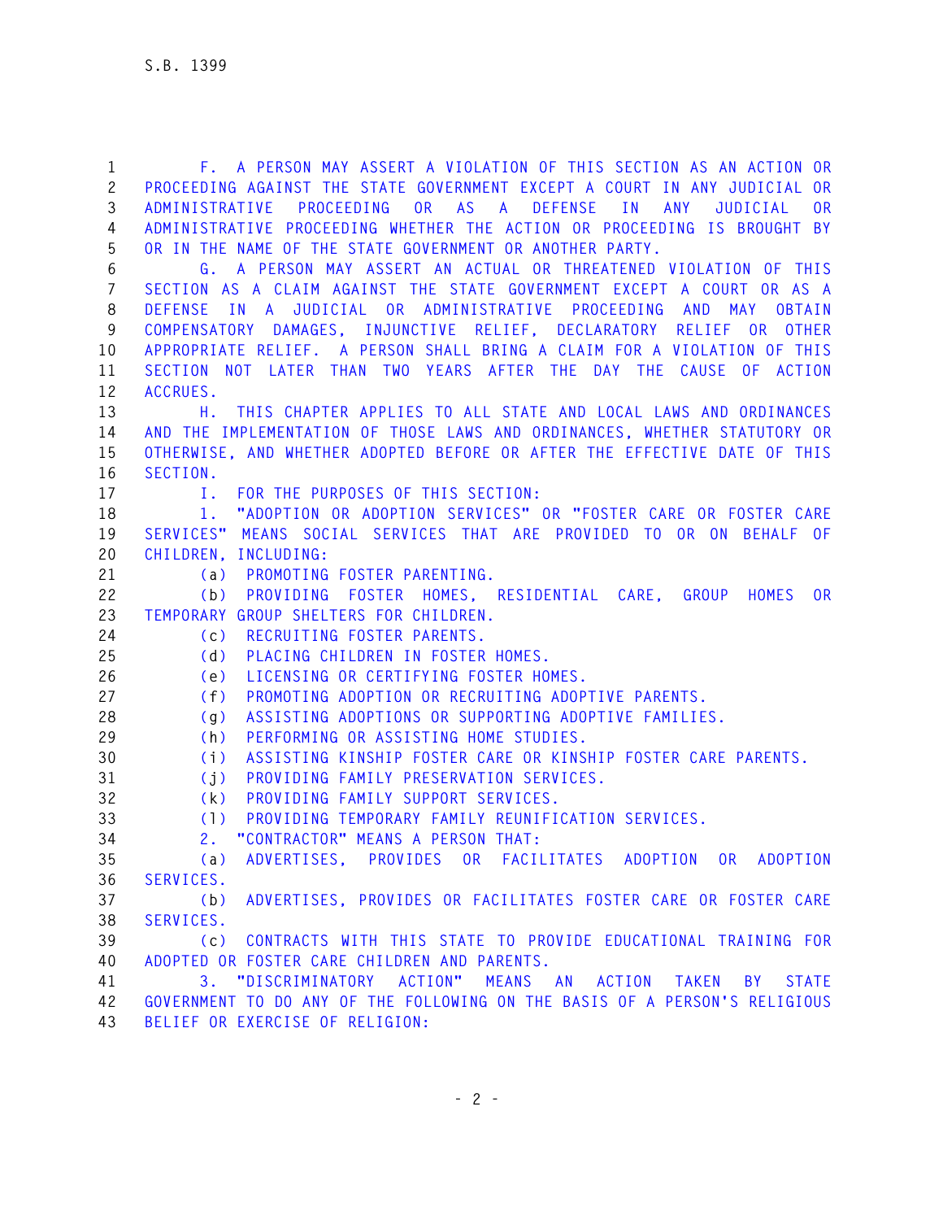F. A PERSON MAY ASSERT A VIOLATION OF THIS SECTION AS AN ACTION OR PROCEEDING AGAINST THE STATE GOVERNMENT EXCEPT A COURT IN ANY JUDICIAL OR ADMINISTRATIVE PROCEEDING OR AS A DEFENSE IN ANY JUDICIAL OR ADMINISTRATIVE PROCEEDING WHETHER THE ACTION OR PROCEEDING IS BROUGHT BY OR IN THE NAME OF THE STATE GOVERNMENT OR ANOTHER PARTY.

G. A PERSON MAY ASSERT AN ACTUAL OR THREATENED VIOLATION OF THIS SECTION AS A CLAIM AGAINST THE STATE GOVERNMENT EXCEPT A COURT OR AS A DEFENSE IN A JUDICIAL OR ADMINISTRATIVE PROCEEDING AND MAY OBTAIN COMPENSATORY DAMAGES, INJUNCTIVE RELIEF, DECLARATORY RELIEF OR OTHER APPROPRIATE RELIEF. A PERSON SHALL BRING A CLAIM FOR A VIOLATION OF THIS SECTION NOT LATER THAN TWO YEARS AFTER THE DAY THE CAUSE OF ACTION ACCRUES.

H. THIS CHAPTER APPLIES TO ALL STATE AND LOCAL LAWS AND ORDINANCES AND THE IMPLEMENTATION OF THOSE LAWS AND ORDINANCES, WHETHER STATUTORY OR OTHERWISE, AND WHETHER ADOPTED BEFORE OR AFTER THE EFFECTIVE DATE OF THIS SECTION.

I. FOR THE PURPOSES OF THIS SECTION:

1. "ADOPTION OR ADOPTION SERVICES" OR "FOSTER CARE OR FOSTER CARE SERVICES" MEANS SOCIAL SERVICES THAT ARE PROVIDED TO OR ON BEHALF OF CHILDREN, INCLUDING:

(a) PROMOTING FOSTER PARENTING.

(b) PROVIDING FOSTER HOMES, RESIDENTIAL CARE, GROUP HOMES OR TEMPORARY GROUP SHELTERS FOR CHILDREN.

(c) RECRUITING FOSTER PARENTS.

(d) PLACING CHILDREN IN FOSTER HOMES.

(e) LICENSING OR CERTIFYING FOSTER HOMES.

(f) PROMOTING ADOPTION OR RECRUITING ADOPTIVE PARENTS.

(g) ASSISTING ADOPTIONS OR SUPPORTING ADOPTIVE FAMILIES.

(h) PERFORMING OR ASSISTING HOME STUDIES.

(i) ASSISTING KINSHIP FOSTER CARE OR KINSHIP FOSTER CARE PARENTS.

(j) PROVIDING FAMILY PRESERVATION SERVICES.

(k) PROVIDING FAMILY SUPPORT SERVICES.

(l) PROVIDING TEMPORARY FAMILY REUNIFICATION SERVICES.

2. "CONTRACTOR" MEANS A PERSON THAT:

(a) ADVERTISES, PROVIDES OR FACILITATES ADOPTION OR ADOPTION SERVICES.

(b) ADVERTISES, PROVIDES OR FACILITATES FOSTER CARE OR FOSTER CARE SERVICES.

(c) CONTRACTS WITH THIS STATE TO PROVIDE EDUCATIONAL TRAINING FOR ADOPTED OR FOSTER CARE CHILDREN AND PARENTS.

3. "DISCRIMINATORY ACTION" MEANS AN ACTION TAKEN BY STATE GOVERNMENT TO DO ANY OF THE FOLLOWING ON THE BASIS OF A PERSON'S RELIGIOUS BELIEF OR EXERCISE OF RELIGION: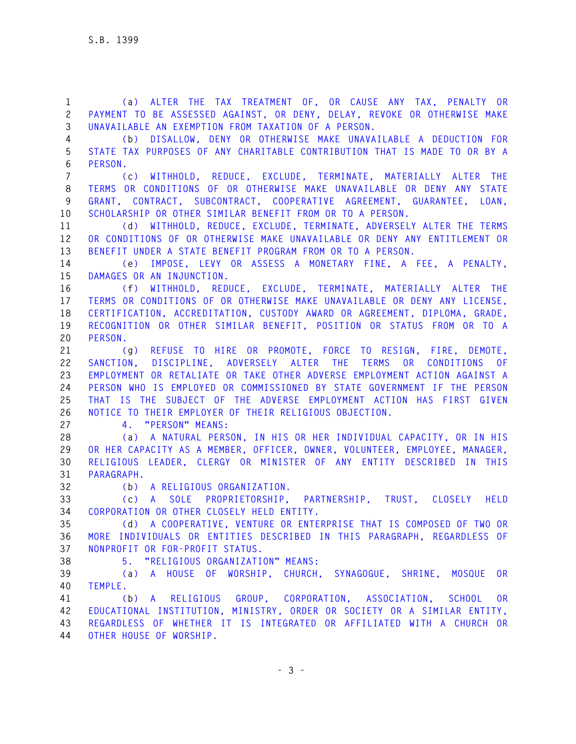(a) ALTER THE TAX TREATMENT OF, OR CAUSE ANY TAX, PENALTY OR PAYMENT TO BE ASSESSED AGAINST, OR DENY, DELAY, REVOKE OR OTHERWISE MAKE UNAVAILABLE AN EXEMPTION FROM TAXATION OF A PERSON.

(b) DISALLOW, DENY OR OTHERWISE MAKE UNAVAILABLE A DEDUCTION FOR STATE TAX PURPOSES OF ANY CHARITABLE CONTRIBUTION THAT IS MADE TO OR BY A PERSON.

(c) WITHHOLD, REDUCE, EXCLUDE, TERMINATE, MATERIALLY ALTER THE TERMS OR CONDITIONS OF OR OTHERWISE MAKE UNAVAILABLE OR DENY ANY STATE GRANT, CONTRACT, SUBCONTRACT, COOPERATIVE AGREEMENT, GUARANTEE, LOAN, SCHOLARSHIP OR OTHER SIMILAR BENEFIT FROM OR TO A PERSON.

(d) WITHHOLD, REDUCE, EXCLUDE, TERMINATE, ADVERSELY ALTER THE TERMS OR CONDITIONS OF OR OTHERWISE MAKE UNAVAILABLE OR DENY ANY ENTITLEMENT OR BENEFIT UNDER A STATE BENEFIT PROGRAM FROM OR TO A PERSON.

(e) IMPOSE, LEVY OR ASSESS A MONETARY FINE, A FEE, A PENALTY, DAMAGES OR AN INJUNCTION.

(f) WITHHOLD, REDUCE, EXCLUDE, TERMINATE, MATERIALLY ALTER THE TERMS OR CONDITIONS OF OR OTHERWISE MAKE UNAVAILABLE OR DENY ANY LICENSE, CERTIFICATION, ACCREDITATION, CUSTODY AWARD OR AGREEMENT, DIPLOMA, GRADE, RECOGNITION OR OTHER SIMILAR BENEFIT, POSITION OR STATUS FROM OR TO A PERSON.

(g) REFUSE TO HIRE OR PROMOTE, FORCE TO RESIGN, FIRE, DEMOTE, SANCTION, DISCIPLINE, ADVERSELY ALTER THE TERMS OR CONDITIONS OF EMPLOYMENT OR RETALIATE OR TAKE OTHER ADVERSE EMPLOYMENT ACTION AGAINST A PERSON WHO IS EMPLOYED OR COMMISSIONED BY STATE GOVERNMENT IF THE PERSON THAT IS THE SUBJECT OF THE ADVERSE EMPLOYMENT ACTION HAS FIRST GIVEN NOTICE TO THEIR EMPLOYER OF THEIR RELIGIOUS OBJECTION.

4. "PERSON" MEANS:

(a) A NATURAL PERSON, IN HIS OR HER INDIVIDUAL CAPACITY, OR IN HIS OR HER CAPACITY AS A MEMBER, OFFICER, OWNER, VOLUNTEER, EMPLOYEE, MANAGER, RELIGIOUS LEADER, CLERGY OR MINISTER OF ANY ENTITY DESCRIBED IN THIS PARAGRAPH.

(b) A RELIGIOUS ORGANIZATION.

(c) A SOLE PROPRIETORSHIP, PARTNERSHIP, TRUST, CLOSELY HELD CORPORATION OR OTHER CLOSELY HELD ENTITY.

(d) A COOPERATIVE, VENTURE OR ENTERPRISE THAT IS COMPOSED OF TWO OR MORE INDIVIDUALS OR ENTITIES DESCRIBED IN THIS PARAGRAPH, REGARDLESS OF NONPROFIT OR FOR-PROFIT STATUS.

5. "RELIGIOUS ORGANIZATION" MEANS:

(a) A HOUSE OF WORSHIP, CHURCH, SYNAGOGUE, SHRINE, MOSQUE OR TEMPLE.

(b) A RELIGIOUS GROUP, CORPORATION, ASSOCIATION, SCHOOL OR EDUCATIONAL INSTITUTION, MINISTRY, ORDER OR SOCIETY OR A SIMILAR ENTITY, REGARDLESS OF WHETHER IT IS INTEGRATED OR AFFILIATED WITH A CHURCH OR OTHER HOUSE OF WORSHIP.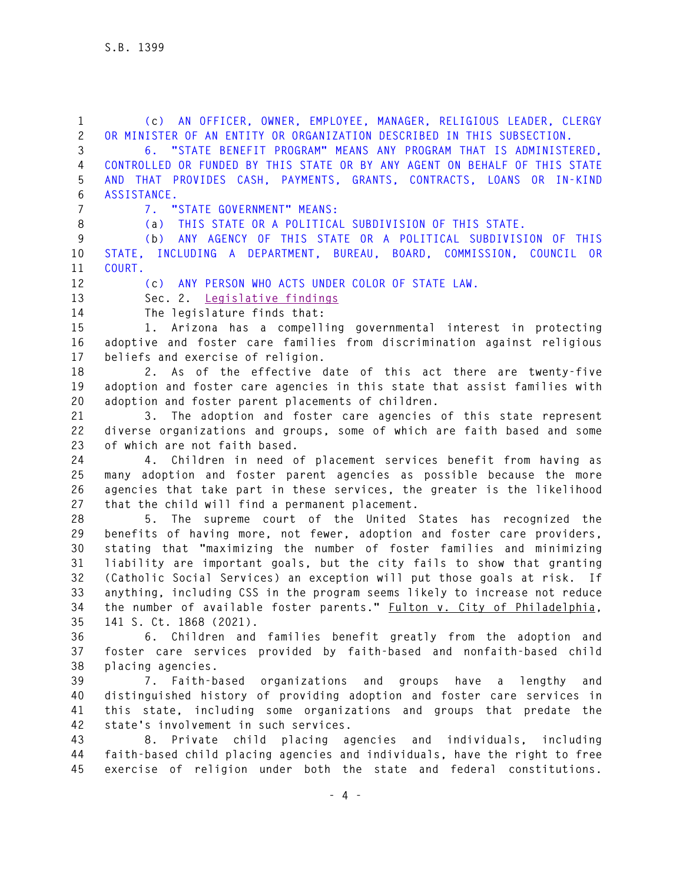(c) AN OFFICER, OWNER, EMPLOYEE, MANAGER, RELIGIOUS LEADER, CLERGY OR MINISTER OF AN ENTITY OR ORGANIZATION DESCRIBED IN THIS SUBSECTION.

6. "STATE BENEFIT PROGRAM" MEANS ANY PROGRAM THAT IS ADMINISTERED, CONTROLLED OR FUNDED BY THIS STATE OR BY ANY AGENT ON BEHALF OF THIS STATE AND THAT PROVIDES CASH, PAYMENTS, GRANTS, CONTRACTS, LOANS OR IN-KIND ASSISTANCE.

7. "STATE GOVERNMENT" MEANS:

(a) THIS STATE OR A POLITICAL SUBDIVISION OF THIS STATE.

(b) ANY AGENCY OF THIS STATE OR A POLITICAL SUBDIVISION OF THIS STATE, INCLUDING A DEPARTMENT, BUREAU, BOARD, COMMISSION, COUNCIL OR COURT.

(c) ANY PERSON WHO ACTS UNDER COLOR OF STATE LAW.

Sec. 2. Legislative findings

The legislature finds that:

1. Arizona has a compelling governmental interest in protecting adoptive and foster care families from discrimination against religious beliefs and exercise of religion.

2. As of the effective date of this act there are twenty-five adoption and foster care agencies in this state that assist families with adoption and foster parent placements of children.

3. The adoption and foster care agencies of this state represent diverse organizations and groups, some of which are faith based and some of which are not faith based.

4. Children in need of placement services benefit from having as many adoption and foster parent agencies as possible because the more agencies that take part in these services, the greater is the likelihood that the child will find a permanent placement.

5. The supreme court of the United States has recognized the benefits of having more, not fewer, adoption and foster care providers, stating that "maximizing the number of foster families and minimizing liability are important goals, but the city fails to show that granting (Catholic Social Services) an exception will put those goals at risk. If anything, including CSS in the program seems likely to increase not reduce the number of available foster parents." Fulton v. City of Philadelphia, 141 S. Ct. 1868 (2021).

6. Children and families benefit greatly from the adoption and foster care services provided by faith-based and nonfaith-based child placing agencies.

7. Faith-based organizations and groups have a lengthy and distinguished history of providing adoption and foster care services in this state, including some organizations and groups that predate the state's involvement in such services.

8. Private child placing agencies and individuals, including faith-based child placing agencies and individuals, have the right to free exercise of religion under both the state and federal constitutions.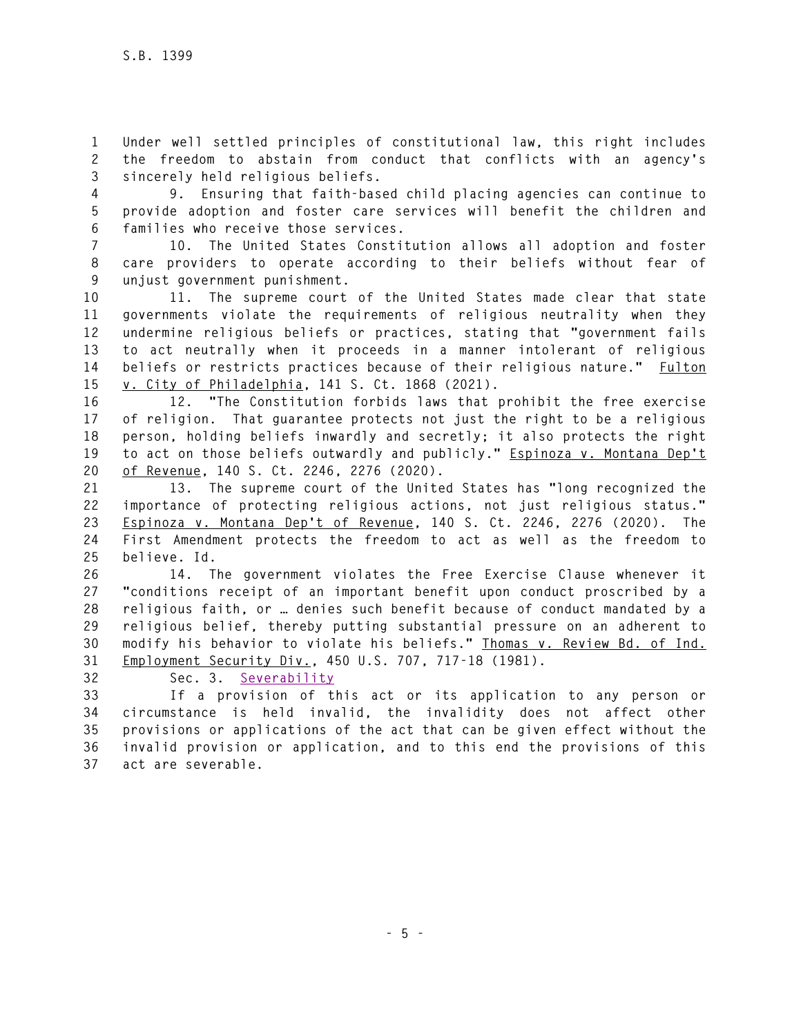Under well settled principles of constitutional law, this right includes the freedom to abstain from conduct that conflicts with an agency's sincerely held religious beliefs.

9. Ensuring that faith-based child placing agencies can continue to provide adoption and foster care services will benefit the children and families who receive those services.

10. The United States Constitution allows all adoption and foster care providers to operate according to their beliefs without fear of unjust government punishment.

11. The supreme court of the United States made clear that state governments violate the requirements of religious neutrality when they undermine religious beliefs or practices, stating that "government fails to act neutrally when it proceeds in a manner intolerant of religious beliefs or restricts practices because of their religious nature." Fulton v. City of Philadelphia, 141 S. Ct. 1868 (2021).

12. "The Constitution forbids laws that prohibit the free exercise of religion. That guarantee protects not just the right to be a religious person, holding beliefs inwardly and secretly; it also protects the right to act on those beliefs outwardly and publicly." Espinoza v. Montana Dep't of Revenue, 140 S. Ct. 2246, 2276 (2020).

13. The supreme court of the United States has "long recognized the importance of protecting religious actions, not just religious status." Espinoza v. Montana Dep't of Revenue, 140 S. Ct. 2246, 2276 (2020). The First Amendment protects the freedom to act as well as the freedom to believe. Id.

14. The government violates the Free Exercise Clause whenever it "conditions receipt of an important benefit upon conduct proscribed by a religious faith, or … denies such benefit because of conduct mandated by a religious belief, thereby putting substantial pressure on an adherent to modify his behavior to violate his beliefs." Thomas v. Review Bd. of Ind. Employment Security Div., 450 U.S. 707, 717-18 (1981).

Sec. 3. Severability

If a provision of this act or its application to any person or circumstance is held invalid, the invalidity does not affect other provisions or applications of the act that can be given effect without the invalid provision or application, and to this end the provisions of this act are severable.